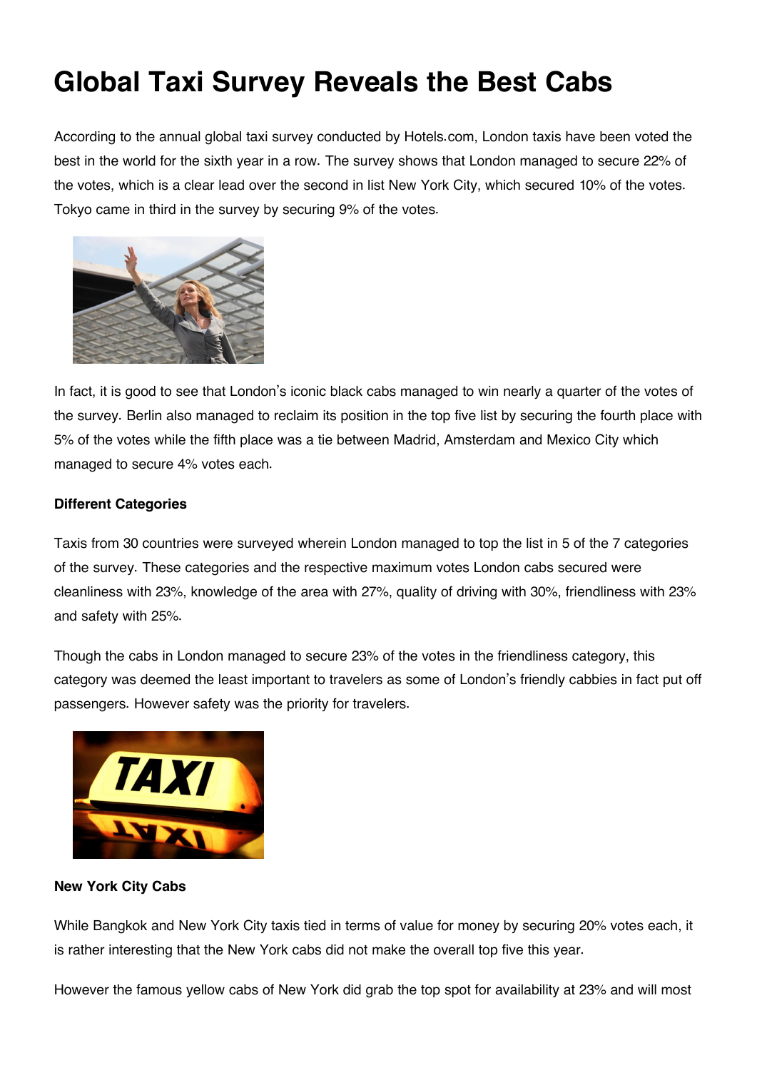# Global Taxi Survey Reveals the Best Cabs

According to the annual global taxi survey conducted by Hotels.com, London taxis have been voted the best in the world for the sixth year in a row. The survey shows that London managed to secure 22% of the votes, which is a clear lead over the second in list New York City, which secured 10% of the votes. Tokyo came in third in the survey by securing 9% of the votes.

In fact, it is good to see that London's iconic black cabs managed to win nearly a quarter of the votes of the survey. Berlin also managed to reclaim its position in the top five list by securing the fourth place with 5% of the votes while the fifth place was a tie between Madrid, Amsterdam and Mexico City which managed to secure 4% votes each.

**Different Categories**

Taxis from 30 countries were surveyed wherein London managed to top the list in 5 of the 7 categories of the survey. These categories and the respective maximum votes London cabs secured were cleanliness with 23%, knowledge of the area with 27%, quality of driving with 30%, friendliness with 23% and safety with 25%.

Though the cabs in London managed to secure 23% of the votes in the friendliness category, this category was deemed the least important to travelers as some of London's friendly cabbies in fact put off passengers. However safety was the priority for travelers.

**New York City Cabs**

While Bangkok and New York City taxis tied in terms of value for money by securing 20% votes each, it is rather interesting that the New York cabs did not make the overall top five this year.

However the famous yellow cabs of New York did grab the top spot for availability at 23% and will most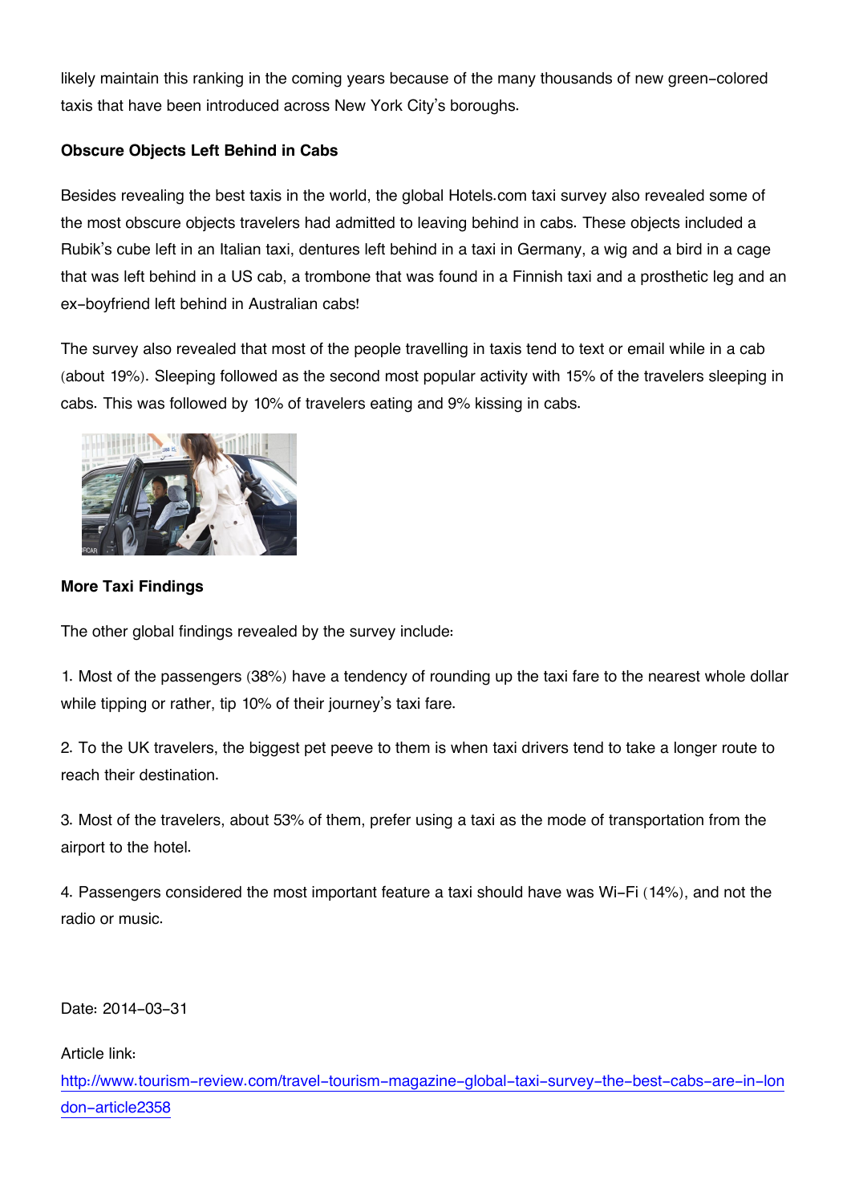likely maintain this ranking in the coming years because of the many thousands of new green-colored taxis that have been introduced across New York City's boroughs.

**Obscure Objects Left Behind in Cabs**

Besides revealing the best taxis in the world, the global Hotels.com taxi survey also revealed some of the most obscure objects travelers had admitted to leaving behind in cabs. These objects included a Rubik's cube left in an Italian taxi, dentures left behind in a taxi in Germany, a wig and a bird in a cage that was left behind in a US cab, a trombone that was found in a Finnish taxi and a prosthetic leg and an ex-boyfriend left behind in Australian cabs!

The survey also revealed that most of the people travelling in taxis tend to text or email while in a cab (about 19%). Sleeping followed as the second most popular activity with 15% of the travelers sleeping in cabs. This was followed by 10% of travelers eating and 9% kissing in cabs.

**More Taxi Findings**

The other global findings revealed by the survey include:

1. Most of the passengers (38%) have a tendency of rounding up the taxi fare to the nearest whole dollar while tipping or rather, tip 10% of their journey's taxi fare.

2. To the UK travelers, the biggest pet peeve to them is when taxi drivers tend to take a longer route to reach their destination.

3. Most of the travelers, about 53% of them, prefer using a taxi as the mode of transportation from the airport to the hotel.

4. Passengers considered the most important feature a taxi should have was Wi-Fi (14%), and not the radio or music.

Date: 2014-03-31

Article link:
[http://www.tourism-review.com/travel-tourism-magazine-global-taxi-survey-the-best-cabs-are-in-london-article2358](http://www.tourism-review.com/travel-tourism-magazine-global-taxi-survey-the-best-cabs-are-in-london-article2358)